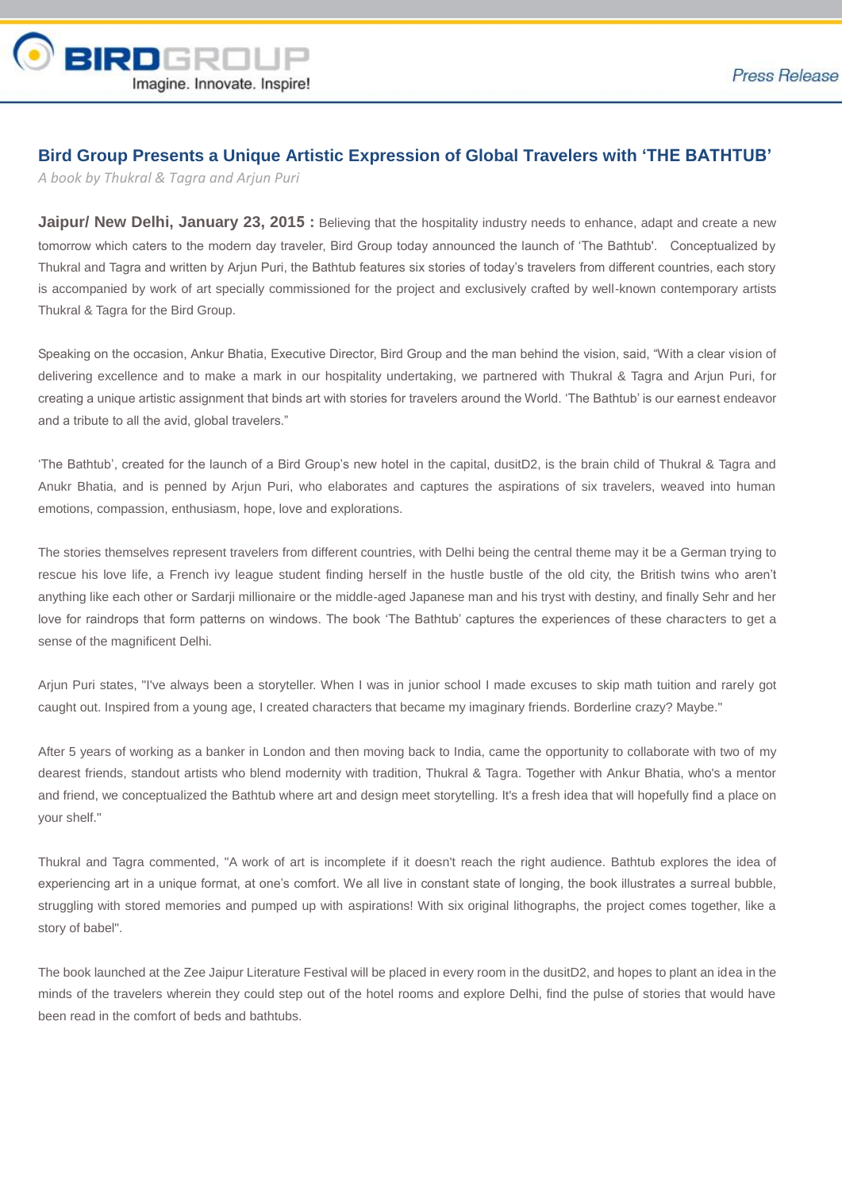**BIRDGROUP**
Imagine. Innovate. Inspire!

*Press Release*

## Bird Group Presents a Unique Artistic Expression of Global Travelers with 'THE BATHTUB'

*A book by Thukral & Tagra and Arjun Puri*

**Jaipur/ New Delhi, January 23, 2015 :** Believing that the hospitality industry needs to enhance, adapt and create a new tomorrow which caters to the modern day traveler, Bird Group today announced the launch of 'The Bathtub'. Conceptualized by Thukral and Tagra and written by Arjun Puri, the Bathtub features six stories of today's travelers from different countries, each story is accompanied by work of art specially commissioned for the project and exclusively crafted by well-known contemporary artists Thukral & Tagra for the Bird Group.

Speaking on the occasion, Ankur Bhatia, Executive Director, Bird Group and the man behind the vision, said, "With a clear vision of delivering excellence and to make a mark in our hospitality undertaking, we partnered with Thukral & Tagra and Arjun Puri, for creating a unique artistic assignment that binds art with stories for travelers around the World. 'The Bathtub' is our earnest endeavor and a tribute to all the avid, global travelers."

'The Bathtub', created for the launch of a Bird Group's new hotel in the capital, dusitD2, is the brain child of Thukral & Tagra and Anukr Bhatia, and is penned by Arjun Puri, who elaborates and captures the aspirations of six travelers, weaved into human emotions, compassion, enthusiasm, hope, love and explorations.

The stories themselves represent travelers from different countries, with Delhi being the central theme may it be a German trying to rescue his love life, a French ivy league student finding herself in the hustle bustle of the old city, the British twins who aren't anything like each other or Sardarji millionaire or the middle-aged Japanese man and his tryst with destiny, and finally Sehr and her love for raindrops that form patterns on windows. The book 'The Bathtub' captures the experiences of these characters to get a sense of the magnificent Delhi.

Arjun Puri states, "I've always been a storyteller. When I was in junior school I made excuses to skip math tuition and rarely got caught out. Inspired from a young age, I created characters that became my imaginary friends. Borderline crazy? Maybe."

After 5 years of working as a banker in London and then moving back to India, came the opportunity to collaborate with two of my dearest friends, standout artists who blend modernity with tradition, Thukral & Tagra. Together with Ankur Bhatia, who's a mentor and friend, we conceptualized the Bathtub where art and design meet storytelling. It's a fresh idea that will hopefully find a place on your shelf."

Thukral and Tagra commented, "A work of art is incomplete if it doesn't reach the right audience. Bathtub explores the idea of experiencing art in a unique format, at one's comfort. We all live in constant state of longing, the book illustrates a surreal bubble, struggling with stored memories and pumped up with aspirations! With six original lithographs, the project comes together, like a story of babel".

The book launched at the Zee Jaipur Literature Festival will be placed in every room in the dusitD2, and hopes to plant an idea in the minds of the travelers wherein they could step out of the hotel rooms and explore Delhi, find the pulse of stories that would have been read in the comfort of beds and bathtubs.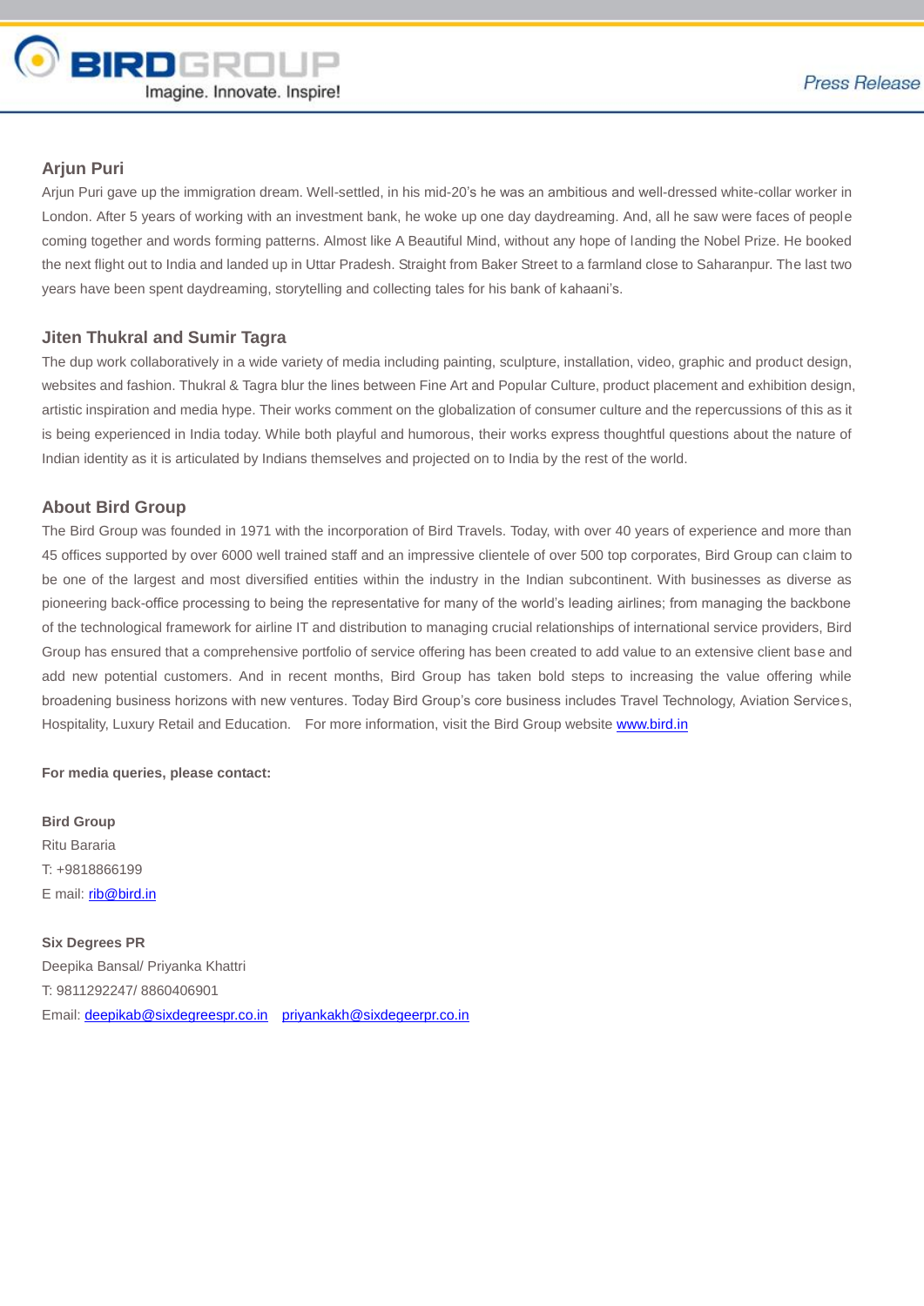## Arjun Puri

Arjun Puri gave up the immigration dream. Well-settled, in his mid-20's he was an ambitious and well-dressed white-collar worker in London. After 5 years of working with an investment bank, he woke up one day daydreaming. And, all he saw were faces of people coming together and words forming patterns. Almost like A Beautiful Mind, without any hope of landing the Nobel Prize. He booked the next flight out to India and landed up in Uttar Pradesh. Straight from Baker Street to a farmland close to Saharanpur. The last two years have been spent daydreaming, storytelling and collecting tales for his bank of kahaani's.

## Jiten Thukral and Sumir Tagra

The dup work collaboratively in a wide variety of media including painting, sculpture, installation, video, graphic and product design, websites and fashion. Thukral & Tagra blur the lines between Fine Art and Popular Culture, product placement and exhibition design, artistic inspiration and media hype. Their works comment on the globalization of consumer culture and the repercussions of this as it is being experienced in India today. While both playful and humorous, their works express thoughtful questions about the nature of Indian identity as it is articulated by Indians themselves and projected on to India by the rest of the world.

## About Bird Group

The Bird Group was founded in 1971 with the incorporation of Bird Travels. Today, with over 40 years of experience and more than 45 offices supported by over 6000 well trained staff and an impressive clientele of over 500 top corporates, Bird Group can claim to be one of the largest and most diversified entities within the industry in the Indian subcontinent. With businesses as diverse as pioneering back-office processing to being the representative for many of the world's leading airlines; from managing the backbone of the technological framework for airline IT and distribution to managing crucial relationships of international service providers, Bird Group has ensured that a comprehensive portfolio of service offering has been created to add value to an extensive client base and add new potential customers. And in recent months, Bird Group has taken bold steps to increasing the value offering while broadening business horizons with new ventures. Today Bird Group's core business includes Travel Technology, Aviation Services, Hospitality, Luxury Retail and Education. For more information, visit the Bird Group website www.bird.in

**For media queries, please contact:**

**Bird Group**
Ritu Bararia
T: +9818866199
E mail: rib@bird.in

**Six Degrees PR**
Deepika Bansal/ Priyanka Khattri
T: 9811292247/ 8860406901
Email: deepikab@sixdegreespr.co.in priyankakh@sixdegeerpr.co.in